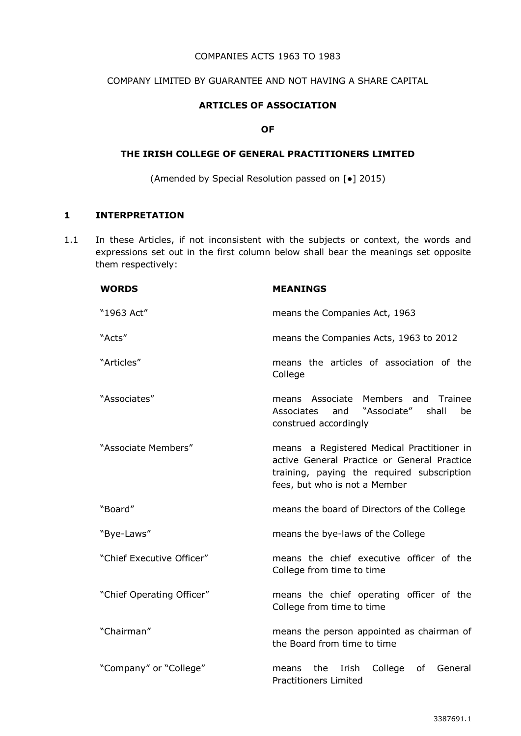COMPANIES ACTS 1963 TO 1983

COMPANY LIMITED BY GUARANTEE AND NOT HAVING A SHARE CAPITAL

**ARTICLES OF ASSOCIATION**

**OF**

**THE IRISH COLLEGE OF GENERAL PRACTITIONERS LIMITED**

(Amended by Special Resolution passed on [•] 2015)

## 1 INTERPRETATION

1.1 In these Articles, if not inconsistent with the subjects or context, the words and expressions set out in the first column below shall bear the meanings set opposite them respectively:

| WORDS | MEANINGS |
|---|---|
| "1963 Act" | means the Companies Act, 1963 |
| "Acts" | means the Companies Acts, 1963 to 2012 |
| "Articles" | means the articles of association of the College |
| "Associates" | means Associate Members and Trainee Associates and "Associate" shall be construed accordingly |
| "Associate Members" | means a Registered Medical Practitioner in active General Practice or General Practice training, paying the required subscription fees, but who is not a Member |
| "Board" | means the board of Directors of the College |
| "Bye-Laws" | means the bye-laws of the College |
| "Chief Executive Officer" | means the chief executive officer of the College from time to time |
| "Chief Operating Officer" | means the chief operating officer of the College from time to time |
| "Chairman" | means the person appointed as chairman of the Board from time to time |
| "Company" or "College" | means the Irish College of General Practitioners Limited |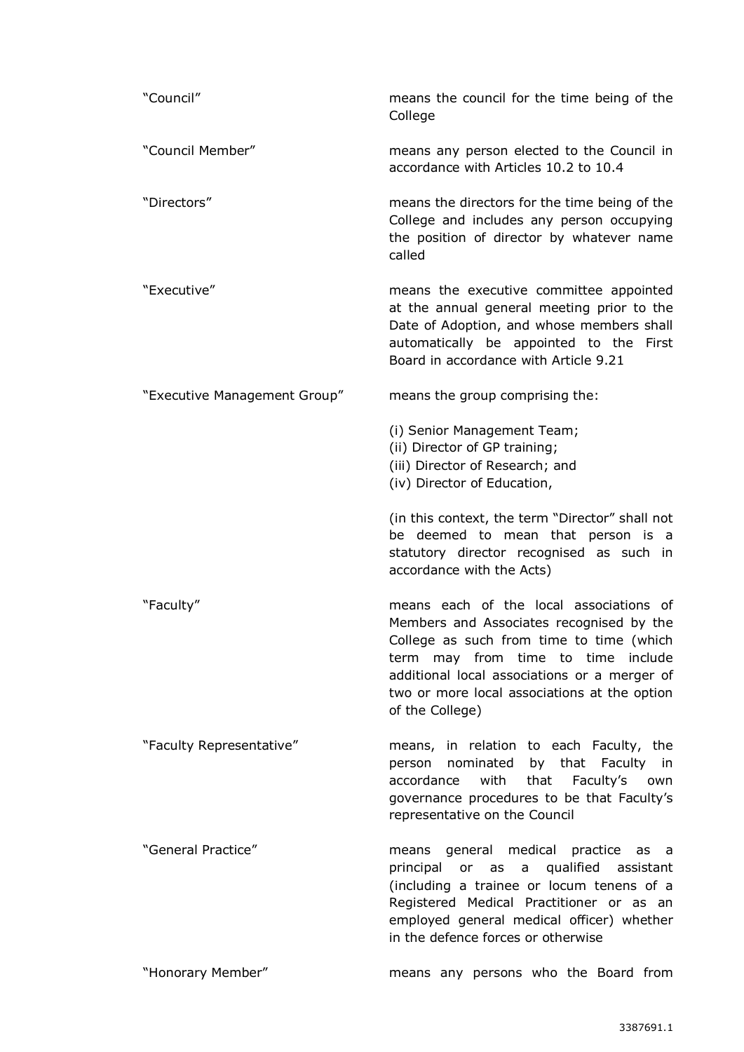"Council" means the council for the time being of the College

"Council Member" means any person elected to the Council in accordance with Articles 10.2 to 10.4

"Directors" means the directors for the time being of the College and includes any person occupying the position of director by whatever name called

"Executive" means the executive committee appointed at the annual general meeting prior to the Date of Adoption, and whose members shall automatically be appointed to the First Board in accordance with Article 9.21

"Executive Management Group" means the group comprising the:

(i) Senior Management Team;
(ii) Director of GP training;
(iii) Director of Research; and
(iv) Director of Education,

(in this context, the term "Director" shall not be deemed to mean that person is a statutory director recognised as such in accordance with the Acts)

"Faculty" means each of the local associations of Members and Associates recognised by the College as such from time to time (which term may from time to time include additional local associations or a merger of two or more local associations at the option of the College)

"Faculty Representative" means, in relation to each Faculty, the person nominated by that Faculty in accordance with that Faculty's own governance procedures to be that Faculty's representative on the Council

"General Practice" means general medical practice as a principal or as a qualified assistant (including a trainee or locum tenens of a Registered Medical Practitioner or as an employed general medical officer) whether in the defence forces or otherwise

"Honorary Member" means any persons who the Board from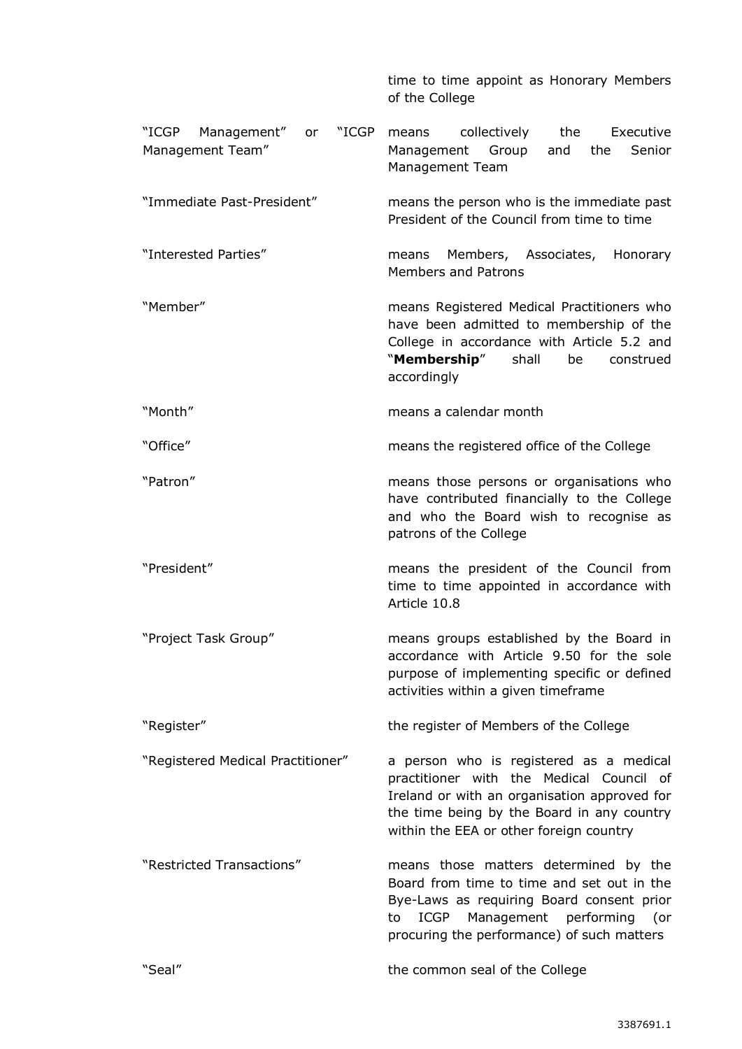time to time appoint as Honorary Members of the College

| | |
|---|---|
| "ICGP Management" or "ICGP Management Team" | means collectively the Executive Management Group and the Senior Management Team |
| "Immediate Past-President" | means the person who is the immediate past President of the Council from time to time |
| "Interested Parties" | means Members, Associates, Honorary Members and Patrons |
| "Member" | means Registered Medical Practitioners who have been admitted to membership of the College in accordance with Article 5.2 and "**Membership**" shall be construed accordingly |
| "Month" | means a calendar month |
| "Office" | means the registered office of the College |
| "Patron" | means those persons or organisations who have contributed financially to the College and who the Board wish to recognise as patrons of the College |
| "President" | means the president of the Council from time to time appointed in accordance with Article 10.8 |
| "Project Task Group" | means groups established by the Board in accordance with Article 9.50 for the sole purpose of implementing specific or defined activities within a given timeframe |
| "Register" | the register of Members of the College |
| "Registered Medical Practitioner" | a person who is registered as a medical practitioner with the Medical Council of Ireland or with an organisation approved for the time being by the Board in any country within the EEA or other foreign country |
| "Restricted Transactions" | means those matters determined by the Board from time to time and set out in the Bye-Laws as requiring Board consent prior to ICGP Management performing (or procuring the performance) of such matters |
| "Seal" | the common seal of the College |

3387691.1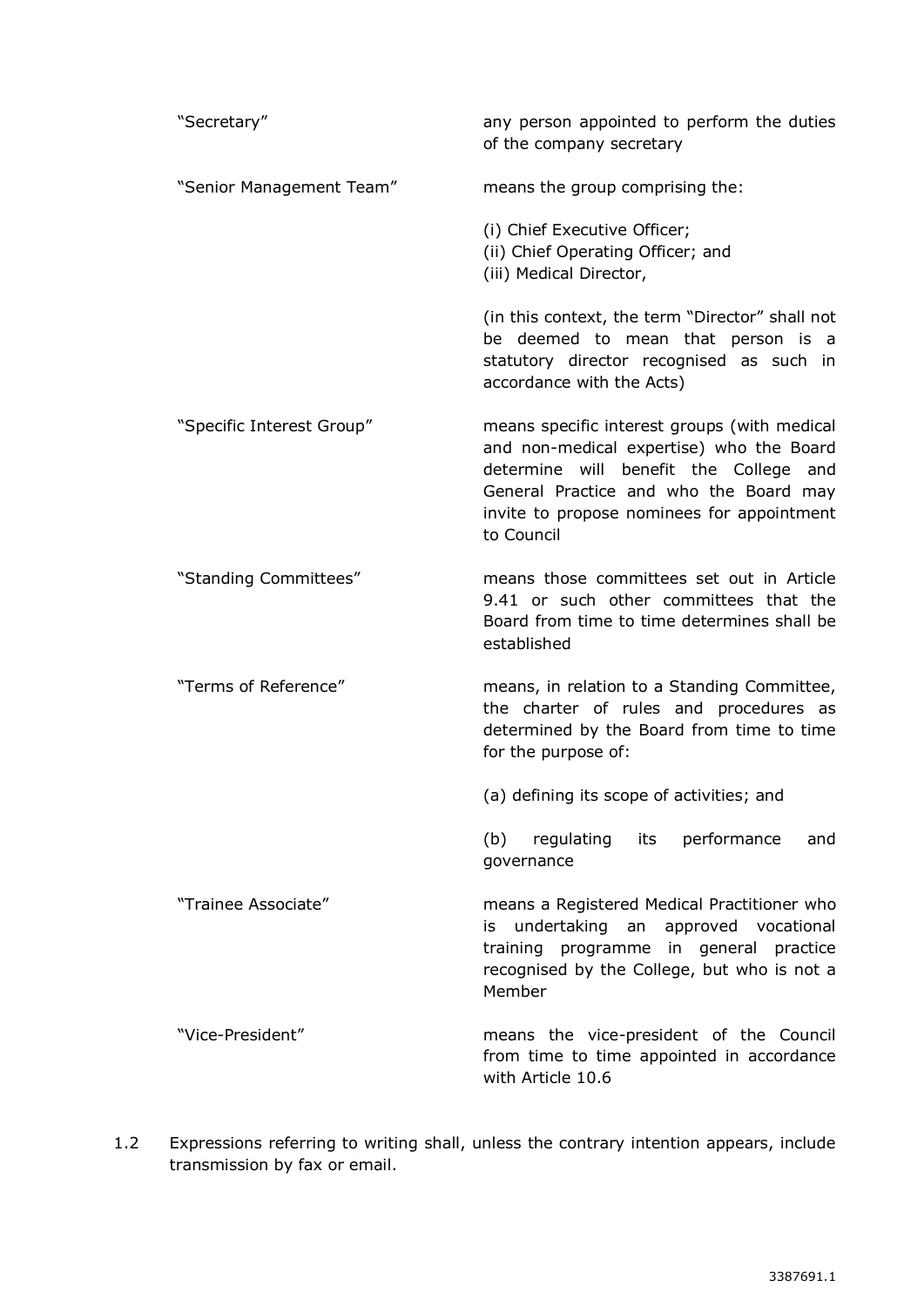| | |
|---|---|
| "Secretary" | any person appointed to perform the duties of the company secretary |
| "Senior Management Team" | means the group comprising the:<br><br>(i) Chief Executive Officer;<br>(ii) Chief Operating Officer; and<br>(iii) Medical Director,<br><br>(in this context, the term "Director" shall not be deemed to mean that person is a statutory director recognised as such in accordance with the Acts) |
| "Specific Interest Group" | means specific interest groups (with medical and non-medical expertise) who the Board determine will benefit the College and General Practice and who the Board may invite to propose nominees for appointment to Council |
| "Standing Committees" | means those committees set out in Article 9.41 or such other committees that the Board from time to time determines shall be established |
| "Terms of Reference" | means, in relation to a Standing Committee, the charter of rules and procedures as determined by the Board from time to time for the purpose of:<br><br>(a) defining its scope of activities; and<br><br>(b) regulating its performance and governance |
| "Trainee Associate" | means a Registered Medical Practitioner who is undertaking an approved vocational training programme in general practice recognised by the College, but who is not a Member |
| "Vice-President" | means the vice-president of the Council from time to time appointed in accordance with Article 10.6 |

1.2 Expressions referring to writing shall, unless the contrary intention appears, include transmission by fax or email.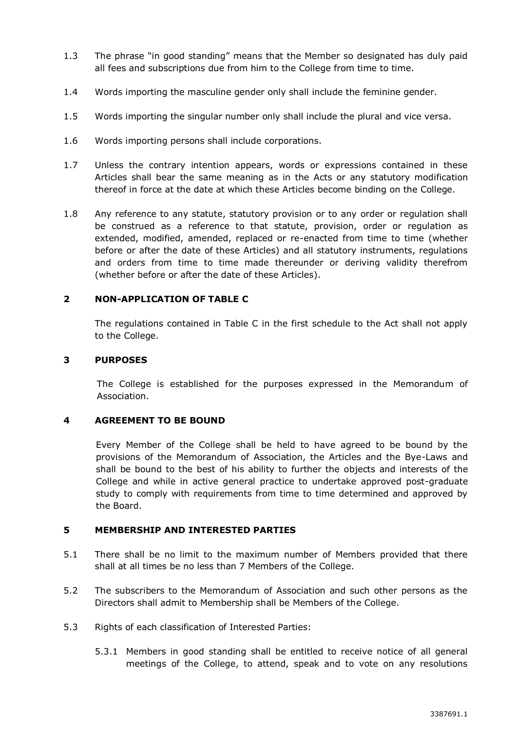1.3 The phrase "in good standing" means that the Member so designated has duly paid all fees and subscriptions due from him to the College from time to time.

1.4 Words importing the masculine gender only shall include the feminine gender.

1.5 Words importing the singular number only shall include the plural and vice versa.

1.6 Words importing persons shall include corporations.

1.7 Unless the contrary intention appears, words or expressions contained in these Articles shall bear the same meaning as in the Acts or any statutory modification thereof in force at the date at which these Articles become binding on the College.

1.8 Any reference to any statute, statutory provision or to any order or regulation shall be construed as a reference to that statute, provision, order or regulation as extended, modified, amended, replaced or re-enacted from time to time (whether before or after the date of these Articles) and all statutory instruments, regulations and orders from time to time made thereunder or deriving validity therefrom (whether before or after the date of these Articles).

## 2 NON-APPLICATION OF TABLE C

The regulations contained in Table C in the first schedule to the Act shall not apply to the College.

## 3 PURPOSES

The College is established for the purposes expressed in the Memorandum of Association.

## 4 AGREEMENT TO BE BOUND

Every Member of the College shall be held to have agreed to be bound by the provisions of the Memorandum of Association, the Articles and the Bye-Laws and shall be bound to the best of his ability to further the objects and interests of the College and while in active general practice to undertake approved post-graduate study to comply with requirements from time to time determined and approved by the Board.

## 5 MEMBERSHIP AND INTERESTED PARTIES

5.1 There shall be no limit to the maximum number of Members provided that there shall at all times be no less than 7 Members of the College.

5.2 The subscribers to the Memorandum of Association and such other persons as the Directors shall admit to Membership shall be Members of the College.

5.3 Rights of each classification of Interested Parties:

5.3.1 Members in good standing shall be entitled to receive notice of all general meetings of the College, to attend, speak and to vote on any resolutions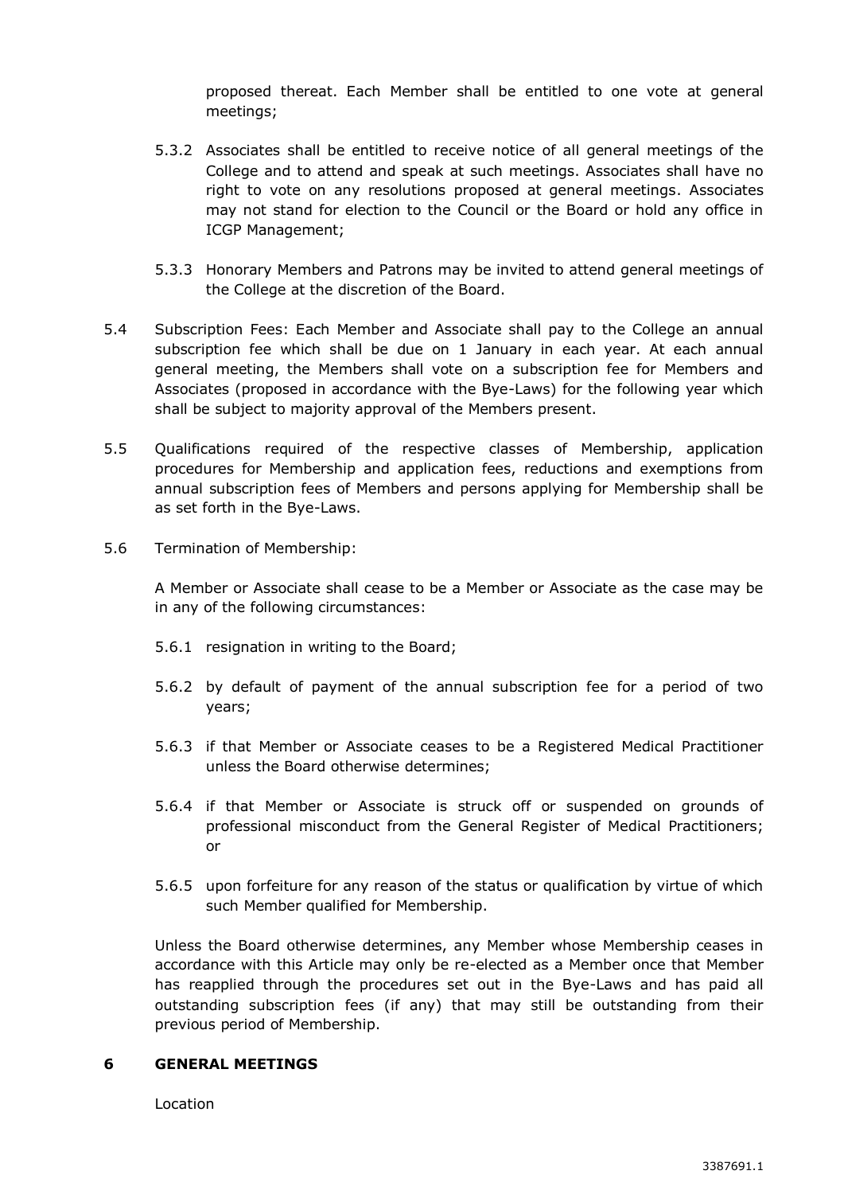proposed thereat. Each Member shall be entitled to one vote at general meetings;

5.3.2 Associates shall be entitled to receive notice of all general meetings of the College and to attend and speak at such meetings. Associates shall have no right to vote on any resolutions proposed at general meetings. Associates may not stand for election to the Council or the Board or hold any office in ICGP Management;

5.3.3 Honorary Members and Patrons may be invited to attend general meetings of the College at the discretion of the Board.

5.4 Subscription Fees: Each Member and Associate shall pay to the College an annual subscription fee which shall be due on 1 January in each year. At each annual general meeting, the Members shall vote on a subscription fee for Members and Associates (proposed in accordance with the Bye-Laws) for the following year which shall be subject to majority approval of the Members present.

5.5 Qualifications required of the respective classes of Membership, application procedures for Membership and application fees, reductions and exemptions from annual subscription fees of Members and persons applying for Membership shall be as set forth in the Bye-Laws.

5.6 Termination of Membership:

A Member or Associate shall cease to be a Member or Associate as the case may be in any of the following circumstances:

5.6.1 resignation in writing to the Board;

5.6.2 by default of payment of the annual subscription fee for a period of two years;

5.6.3 if that Member or Associate ceases to be a Registered Medical Practitioner unless the Board otherwise determines;

5.6.4 if that Member or Associate is struck off or suspended on grounds of professional misconduct from the General Register of Medical Practitioners; or

5.6.5 upon forfeiture for any reason of the status or qualification by virtue of which such Member qualified for Membership.

Unless the Board otherwise determines, any Member whose Membership ceases in accordance with this Article may only be re-elected as a Member once that Member has reapplied through the procedures set out in the Bye-Laws and has paid all outstanding subscription fees (if any) that may still be outstanding from their previous period of Membership.

## 6 GENERAL MEETINGS

Location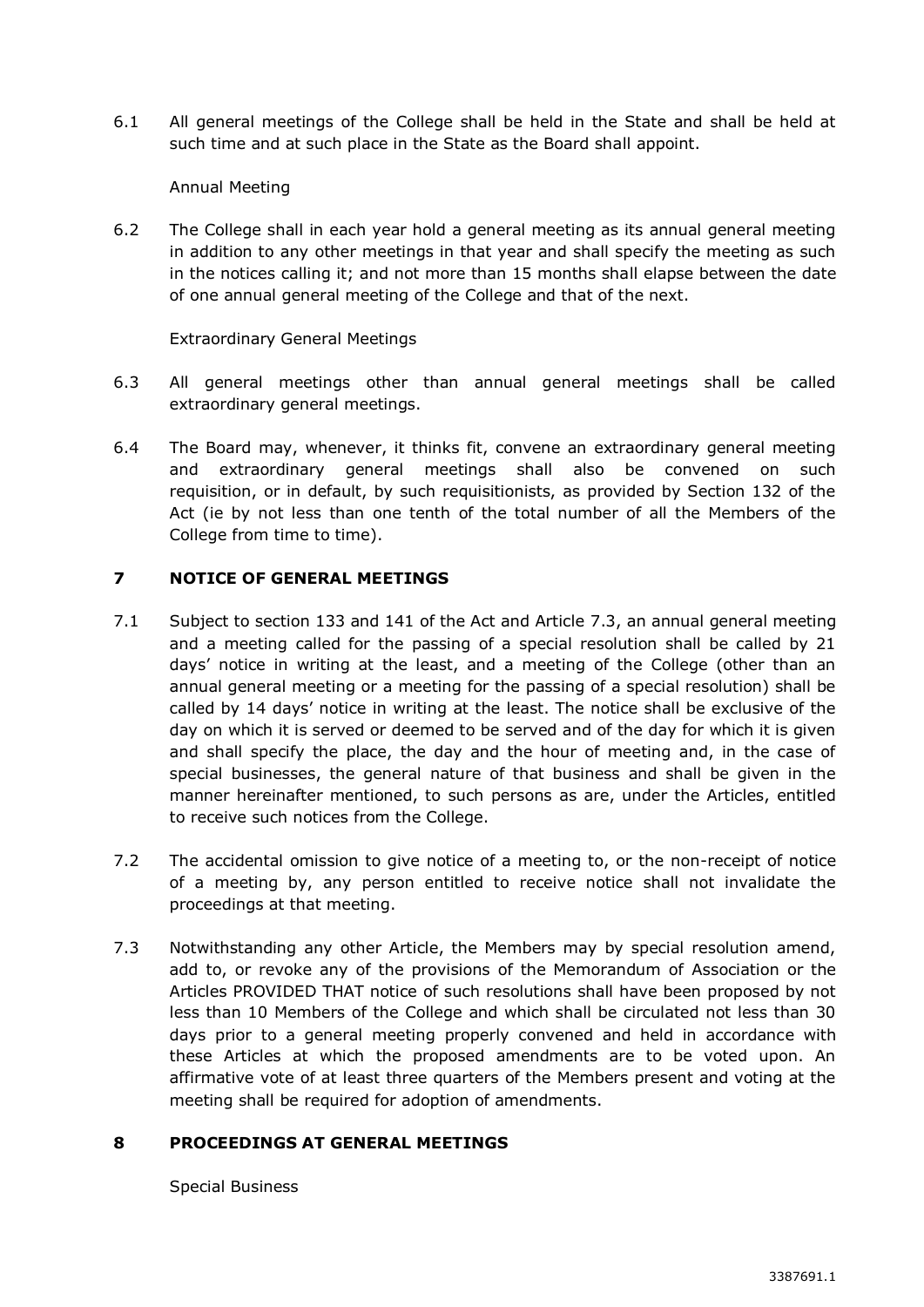6.1 All general meetings of the College shall be held in the State and shall be held at such time and at such place in the State as the Board shall appoint.

Annual Meeting

6.2 The College shall in each year hold a general meeting as its annual general meeting in addition to any other meetings in that year and shall specify the meeting as such in the notices calling it; and not more than 15 months shall elapse between the date of one annual general meeting of the College and that of the next.

Extraordinary General Meetings

6.3 All general meetings other than annual general meetings shall be called extraordinary general meetings.

6.4 The Board may, whenever, it thinks fit, convene an extraordinary general meeting and extraordinary general meetings shall also be convened on such requisition, or in default, by such requisitionists, as provided by Section 132 of the Act (ie by not less than one tenth of the total number of all the Members of the College from time to time).

## 7 NOTICE OF GENERAL MEETINGS

7.1 Subject to section 133 and 141 of the Act and Article 7.3, an annual general meeting and a meeting called for the passing of a special resolution shall be called by 21 days' notice in writing at the least, and a meeting of the College (other than an annual general meeting or a meeting for the passing of a special resolution) shall be called by 14 days' notice in writing at the least. The notice shall be exclusive of the day on which it is served or deemed to be served and of the day for which it is given and shall specify the place, the day and the hour of meeting and, in the case of special businesses, the general nature of that business and shall be given in the manner hereinafter mentioned, to such persons as are, under the Articles, entitled to receive such notices from the College.

7.2 The accidental omission to give notice of a meeting to, or the non-receipt of notice of a meeting by, any person entitled to receive notice shall not invalidate the proceedings at that meeting.

7.3 Notwithstanding any other Article, the Members may by special resolution amend, add to, or revoke any of the provisions of the Memorandum of Association or the Articles PROVIDED THAT notice of such resolutions shall have been proposed by not less than 10 Members of the College and which shall be circulated not less than 30 days prior to a general meeting properly convened and held in accordance with these Articles at which the proposed amendments are to be voted upon. An affirmative vote of at least three quarters of the Members present and voting at the meeting shall be required for adoption of amendments.

## 8 PROCEEDINGS AT GENERAL MEETINGS

Special Business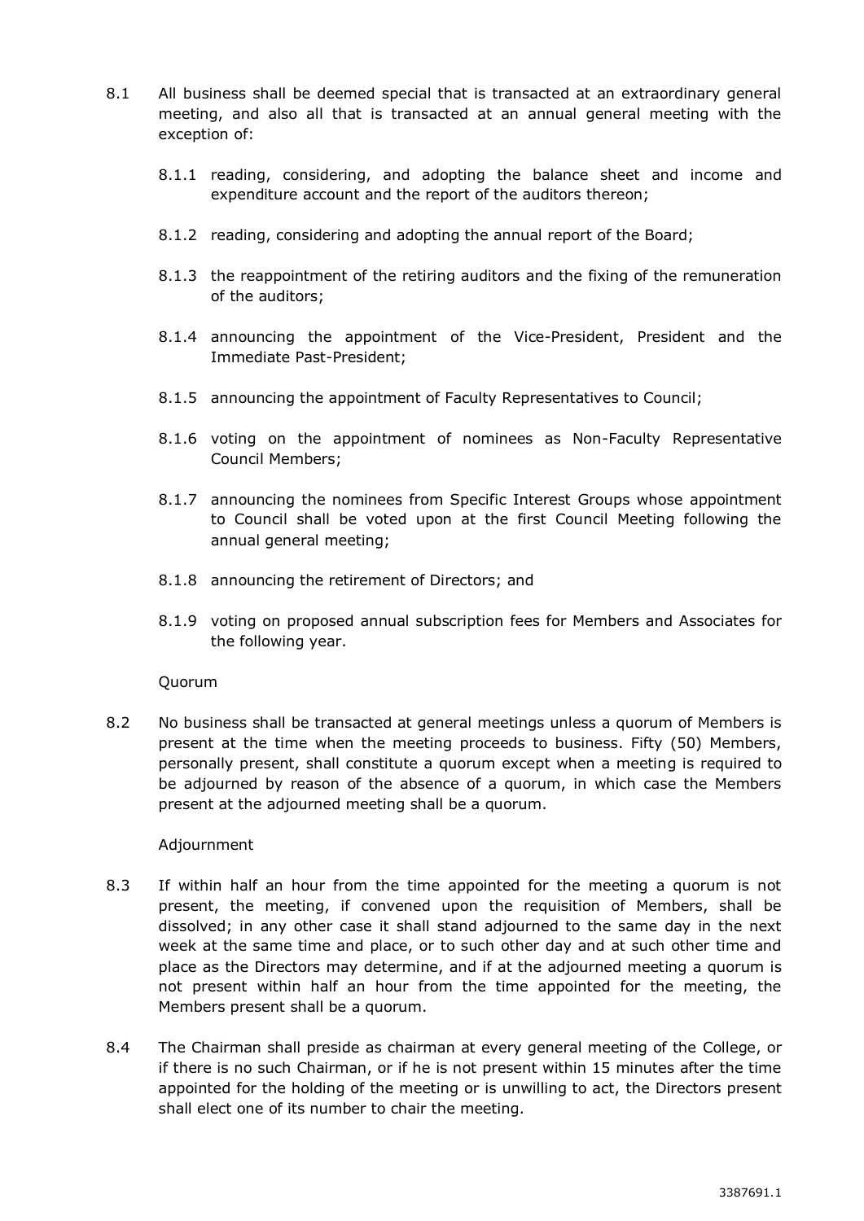8.1 All business shall be deemed special that is transacted at an extraordinary general meeting, and also all that is transacted at an annual general meeting with the exception of:

8.1.1 reading, considering, and adopting the balance sheet and income and expenditure account and the report of the auditors thereon;

8.1.2 reading, considering and adopting the annual report of the Board;

8.1.3 the reappointment of the retiring auditors and the fixing of the remuneration of the auditors;

8.1.4 announcing the appointment of the Vice-President, President and the Immediate Past-President;

8.1.5 announcing the appointment of Faculty Representatives to Council;

8.1.6 voting on the appointment of nominees as Non-Faculty Representative Council Members;

8.1.7 announcing the nominees from Specific Interest Groups whose appointment to Council shall be voted upon at the first Council Meeting following the annual general meeting;

8.1.8 announcing the retirement of Directors; and

8.1.9 voting on proposed annual subscription fees for Members and Associates for the following year.

Quorum

8.2 No business shall be transacted at general meetings unless a quorum of Members is present at the time when the meeting proceeds to business. Fifty (50) Members, personally present, shall constitute a quorum except when a meeting is required to be adjourned by reason of the absence of a quorum, in which case the Members present at the adjourned meeting shall be a quorum.

Adjournment

8.3 If within half an hour from the time appointed for the meeting a quorum is not present, the meeting, if convened upon the requisition of Members, shall be dissolved; in any other case it shall stand adjourned to the same day in the next week at the same time and place, or to such other day and at such other time and place as the Directors may determine, and if at the adjourned meeting a quorum is not present within half an hour from the time appointed for the meeting, the Members present shall be a quorum.

8.4 The Chairman shall preside as chairman at every general meeting of the College, or if there is no such Chairman, or if he is not present within 15 minutes after the time appointed for the holding of the meeting or is unwilling to act, the Directors present shall elect one of its number to chair the meeting.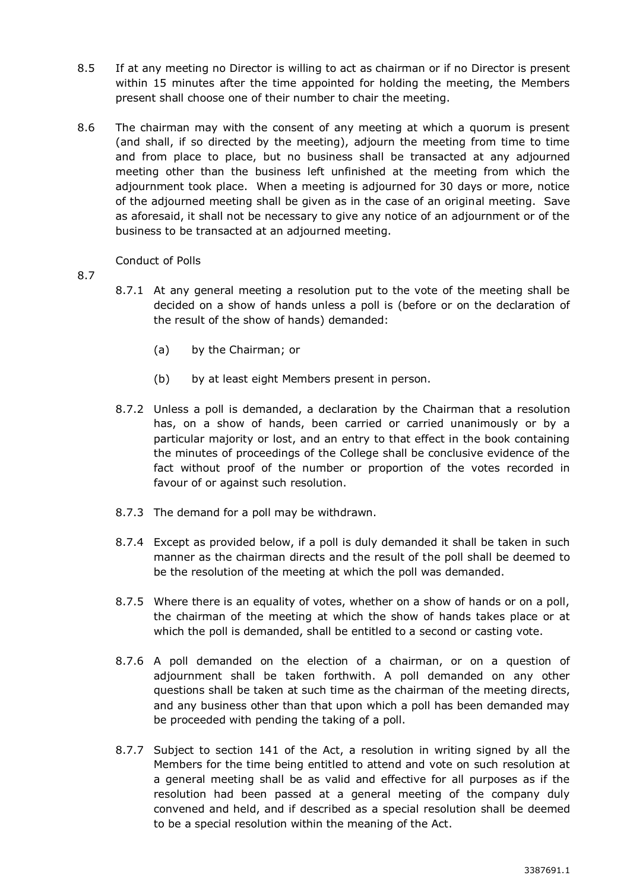8.5 If at any meeting no Director is willing to act as chairman or if no Director is present within 15 minutes after the time appointed for holding the meeting, the Members present shall choose one of their number to chair the meeting.

8.6 The chairman may with the consent of any meeting at which a quorum is present (and shall, if so directed by the meeting), adjourn the meeting from time to time and from place to place, but no business shall be transacted at any adjourned meeting other than the business left unfinished at the meeting from which the adjournment took place. When a meeting is adjourned for 30 days or more, notice of the adjourned meeting shall be given as in the case of an original meeting. Save as aforesaid, it shall not be necessary to give any notice of an adjournment or of the business to be transacted at an adjourned meeting.

Conduct of Polls

8.7

8.7.1 At any general meeting a resolution put to the vote of the meeting shall be decided on a show of hands unless a poll is (before or on the declaration of the result of the show of hands) demanded:

(a) by the Chairman; or

(b) by at least eight Members present in person.

8.7.2 Unless a poll is demanded, a declaration by the Chairman that a resolution has, on a show of hands, been carried or carried unanimously or by a particular majority or lost, and an entry to that effect in the book containing the minutes of proceedings of the College shall be conclusive evidence of the fact without proof of the number or proportion of the votes recorded in favour of or against such resolution.

8.7.3 The demand for a poll may be withdrawn.

8.7.4 Except as provided below, if a poll is duly demanded it shall be taken in such manner as the chairman directs and the result of the poll shall be deemed to be the resolution of the meeting at which the poll was demanded.

8.7.5 Where there is an equality of votes, whether on a show of hands or on a poll, the chairman of the meeting at which the show of hands takes place or at which the poll is demanded, shall be entitled to a second or casting vote.

8.7.6 A poll demanded on the election of a chairman, or on a question of adjournment shall be taken forthwith. A poll demanded on any other questions shall be taken at such time as the chairman of the meeting directs, and any business other than that upon which a poll has been demanded may be proceeded with pending the taking of a poll.

8.7.7 Subject to section 141 of the Act, a resolution in writing signed by all the Members for the time being entitled to attend and vote on such resolution at a general meeting shall be as valid and effective for all purposes as if the resolution had been passed at a general meeting of the company duly convened and held, and if described as a special resolution shall be deemed to be a special resolution within the meaning of the Act.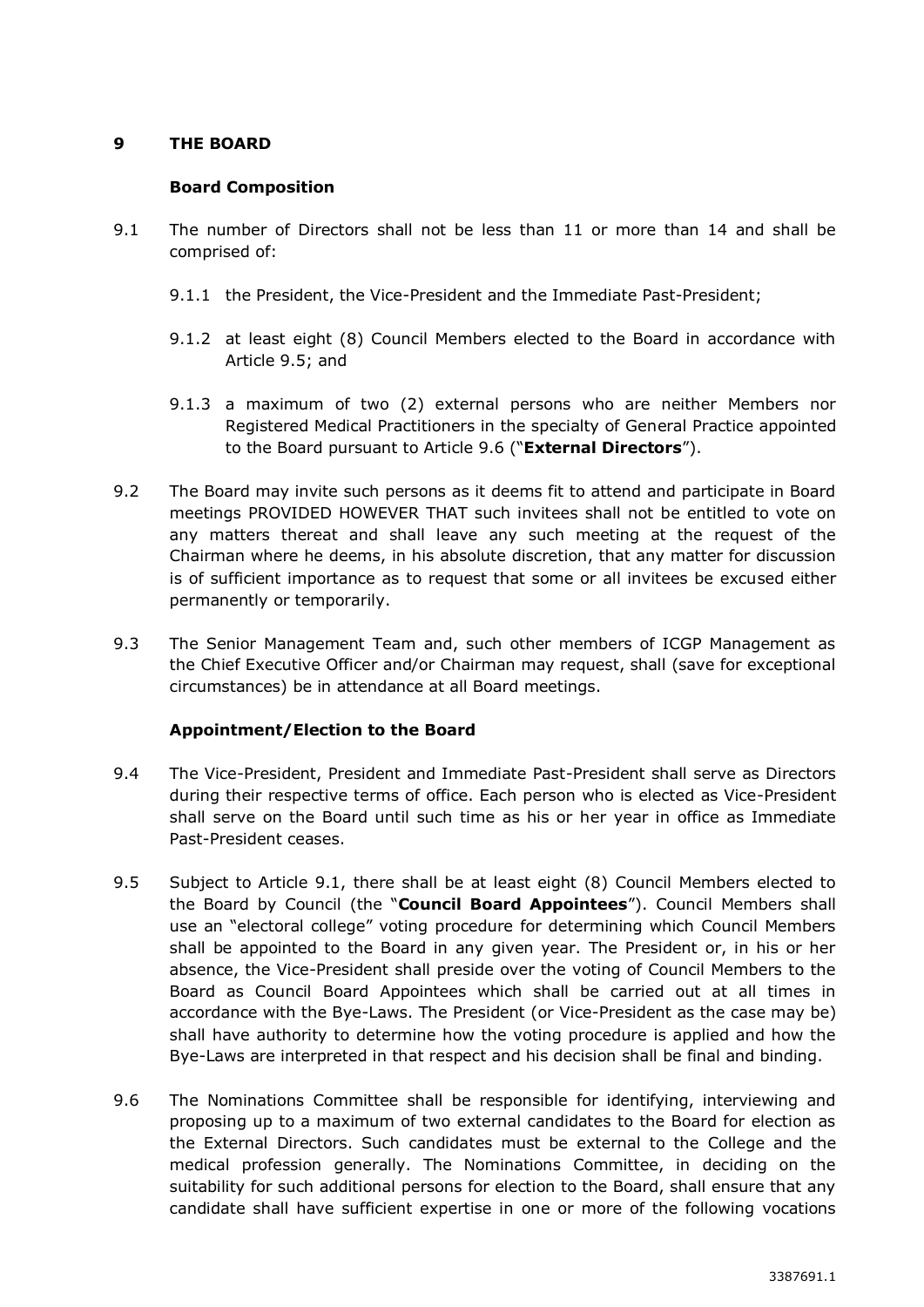## 9 THE BOARD

### Board Composition

9.1 The number of Directors shall not be less than 11 or more than 14 and shall be comprised of:

9.1.1 the President, the Vice-President and the Immediate Past-President;

9.1.2 at least eight (8) Council Members elected to the Board in accordance with Article 9.5; and

9.1.3 a maximum of two (2) external persons who are neither Members nor Registered Medical Practitioners in the specialty of General Practice appointed to the Board pursuant to Article 9.6 ("**External Directors**").

9.2 The Board may invite such persons as it deems fit to attend and participate in Board meetings PROVIDED HOWEVER THAT such invitees shall not be entitled to vote on any matters thereat and shall leave any such meeting at the request of the Chairman where he deems, in his absolute discretion, that any matter for discussion is of sufficient importance as to request that some or all invitees be excused either permanently or temporarily.

9.3 The Senior Management Team and, such other members of ICGP Management as the Chief Executive Officer and/or Chairman may request, shall (save for exceptional circumstances) be in attendance at all Board meetings.

### Appointment/Election to the Board

9.4 The Vice-President, President and Immediate Past-President shall serve as Directors during their respective terms of office. Each person who is elected as Vice-President shall serve on the Board until such time as his or her year in office as Immediate Past-President ceases.

9.5 Subject to Article 9.1, there shall be at least eight (8) Council Members elected to the Board by Council (the "**Council Board Appointees**"). Council Members shall use an "electoral college" voting procedure for determining which Council Members shall be appointed to the Board in any given year. The President or, in his or her absence, the Vice-President shall preside over the voting of Council Members to the Board as Council Board Appointees which shall be carried out at all times in accordance with the Bye-Laws. The President (or Vice-President as the case may be) shall have authority to determine how the voting procedure is applied and how the Bye-Laws are interpreted in that respect and his decision shall be final and binding.

9.6 The Nominations Committee shall be responsible for identifying, interviewing and proposing up to a maximum of two external candidates to the Board for election as the External Directors. Such candidates must be external to the College and the medical profession generally. The Nominations Committee, in deciding on the suitability for such additional persons for election to the Board, shall ensure that any candidate shall have sufficient expertise in one or more of the following vocations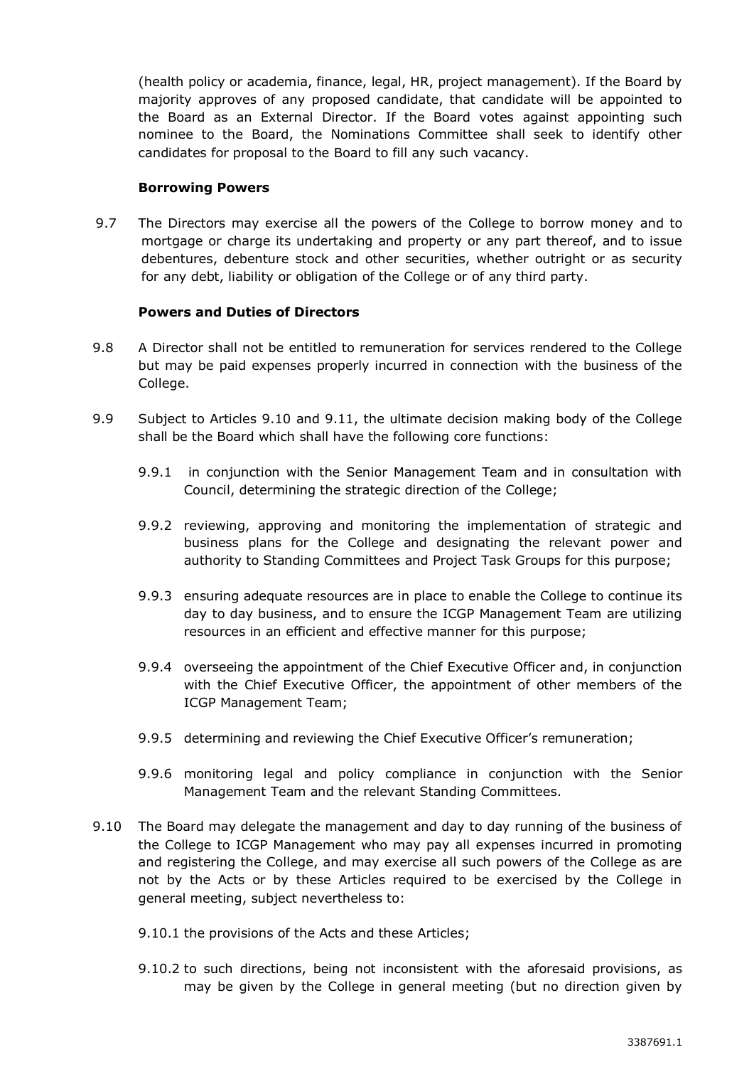(health policy or academia, finance, legal, HR, project management). If the Board by majority approves of any proposed candidate, that candidate will be appointed to the Board as an External Director. If the Board votes against appointing such nominee to the Board, the Nominations Committee shall seek to identify other candidates for proposal to the Board to fill any such vacancy.

**Borrowing Powers**

9.7 The Directors may exercise all the powers of the College to borrow money and to mortgage or charge its undertaking and property or any part thereof, and to issue debentures, debenture stock and other securities, whether outright or as security for any debt, liability or obligation of the College or of any third party.

**Powers and Duties of Directors**

9.8 A Director shall not be entitled to remuneration for services rendered to the College but may be paid expenses properly incurred in connection with the business of the College.

9.9 Subject to Articles 9.10 and 9.11, the ultimate decision making body of the College shall be the Board which shall have the following core functions:

9.9.1 in conjunction with the Senior Management Team and in consultation with Council, determining the strategic direction of the College;

9.9.2 reviewing, approving and monitoring the implementation of strategic and business plans for the College and designating the relevant power and authority to Standing Committees and Project Task Groups for this purpose;

9.9.3 ensuring adequate resources are in place to enable the College to continue its day to day business, and to ensure the ICGP Management Team are utilizing resources in an efficient and effective manner for this purpose;

9.9.4 overseeing the appointment of the Chief Executive Officer and, in conjunction with the Chief Executive Officer, the appointment of other members of the ICGP Management Team;

9.9.5 determining and reviewing the Chief Executive Officer's remuneration;

9.9.6 monitoring legal and policy compliance in conjunction with the Senior Management Team and the relevant Standing Committees.

9.10 The Board may delegate the management and day to day running of the business of the College to ICGP Management who may pay all expenses incurred in promoting and registering the College, and may exercise all such powers of the College as are not by the Acts or by these Articles required to be exercised by the College in general meeting, subject nevertheless to:

9.10.1 the provisions of the Acts and these Articles;

9.10.2 to such directions, being not inconsistent with the aforesaid provisions, as may be given by the College in general meeting (but no direction given by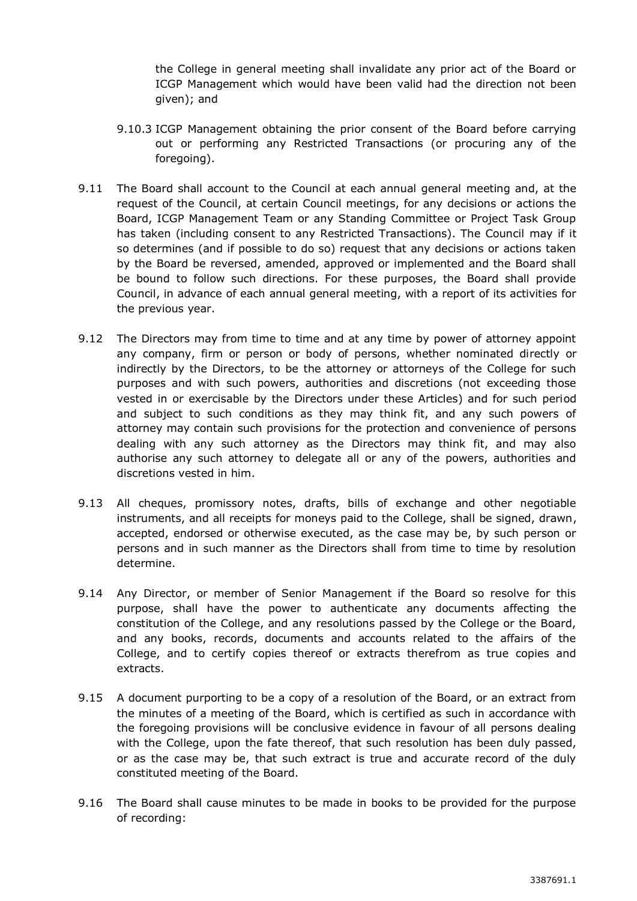the College in general meeting shall invalidate any prior act of the Board or ICGP Management which would have been valid had the direction not been given); and

9.10.3 ICGP Management obtaining the prior consent of the Board before carrying out or performing any Restricted Transactions (or procuring any of the foregoing).

9.11 The Board shall account to the Council at each annual general meeting and, at the request of the Council, at certain Council meetings, for any decisions or actions the Board, ICGP Management Team or any Standing Committee or Project Task Group has taken (including consent to any Restricted Transactions). The Council may if it so determines (and if possible to do so) request that any decisions or actions taken by the Board be reversed, amended, approved or implemented and the Board shall be bound to follow such directions. For these purposes, the Board shall provide Council, in advance of each annual general meeting, with a report of its activities for the previous year.

9.12 The Directors may from time to time and at any time by power of attorney appoint any company, firm or person or body of persons, whether nominated directly or indirectly by the Directors, to be the attorney or attorneys of the College for such purposes and with such powers, authorities and discretions (not exceeding those vested in or exercisable by the Directors under these Articles) and for such period and subject to such conditions as they may think fit, and any such powers of attorney may contain such provisions for the protection and convenience of persons dealing with any such attorney as the Directors may think fit, and may also authorise any such attorney to delegate all or any of the powers, authorities and discretions vested in him.

9.13 All cheques, promissory notes, drafts, bills of exchange and other negotiable instruments, and all receipts for moneys paid to the College, shall be signed, drawn, accepted, endorsed or otherwise executed, as the case may be, by such person or persons and in such manner as the Directors shall from time to time by resolution determine.

9.14 Any Director, or member of Senior Management if the Board so resolve for this purpose, shall have the power to authenticate any documents affecting the constitution of the College, and any resolutions passed by the College or the Board, and any books, records, documents and accounts related to the affairs of the College, and to certify copies thereof or extracts therefrom as true copies and extracts.

9.15 A document purporting to be a copy of a resolution of the Board, or an extract from the minutes of a meeting of the Board, which is certified as such in accordance with the foregoing provisions will be conclusive evidence in favour of all persons dealing with the College, upon the fate thereof, that such resolution has been duly passed, or as the case may be, that such extract is true and accurate record of the duly constituted meeting of the Board.

9.16 The Board shall cause minutes to be made in books to be provided for the purpose of recording: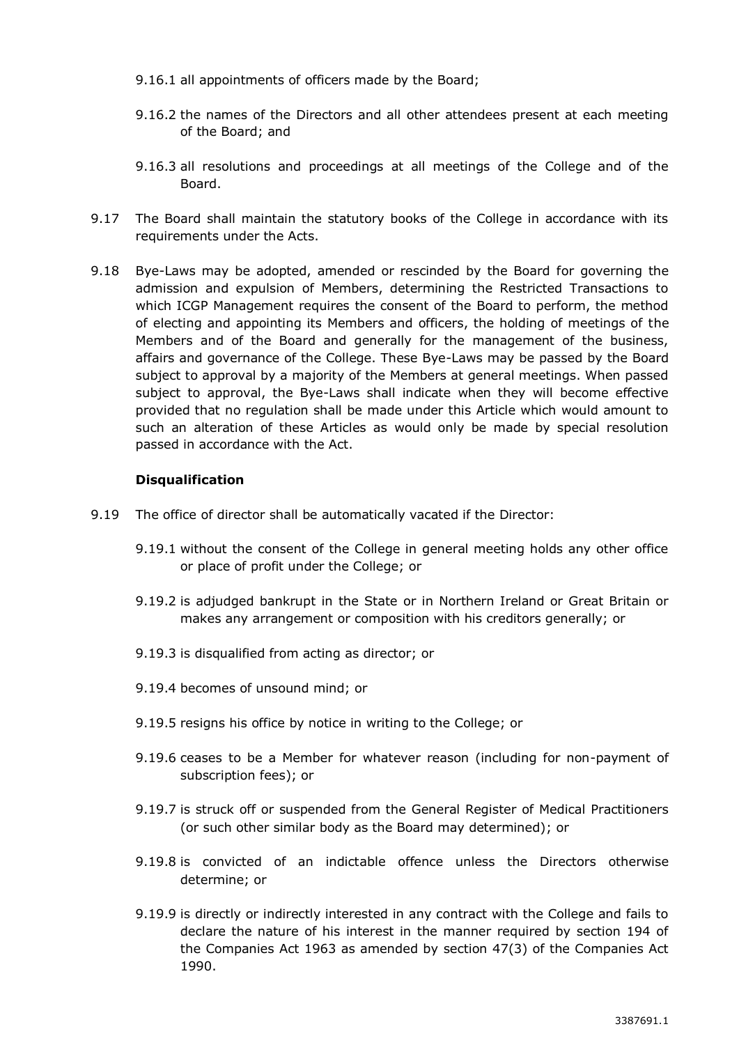9.16.1 all appointments of officers made by the Board;

9.16.2 the names of the Directors and all other attendees present at each meeting of the Board; and

9.16.3 all resolutions and proceedings at all meetings of the College and of the Board.

9.17 The Board shall maintain the statutory books of the College in accordance with its requirements under the Acts.

9.18 Bye-Laws may be adopted, amended or rescinded by the Board for governing the admission and expulsion of Members, determining the Restricted Transactions to which ICGP Management requires the consent of the Board to perform, the method of electing and appointing its Members and officers, the holding of meetings of the Members and of the Board and generally for the management of the business, affairs and governance of the College. These Bye-Laws may be passed by the Board subject to approval by a majority of the Members at general meetings. When passed subject to approval, the Bye-Laws shall indicate when they will become effective provided that no regulation shall be made under this Article which would amount to such an alteration of these Articles as would only be made by special resolution passed in accordance with the Act.

**Disqualification**

9.19 The office of director shall be automatically vacated if the Director:

9.19.1 without the consent of the College in general meeting holds any other office or place of profit under the College; or

9.19.2 is adjudged bankrupt in the State or in Northern Ireland or Great Britain or makes any arrangement or composition with his creditors generally; or

9.19.3 is disqualified from acting as director; or

9.19.4 becomes of unsound mind; or

9.19.5 resigns his office by notice in writing to the College; or

9.19.6 ceases to be a Member for whatever reason (including for non-payment of subscription fees); or

9.19.7 is struck off or suspended from the General Register of Medical Practitioners (or such other similar body as the Board may determined); or

9.19.8 is convicted of an indictable offence unless the Directors otherwise determine; or

9.19.9 is directly or indirectly interested in any contract with the College and fails to declare the nature of his interest in the manner required by section 194 of the Companies Act 1963 as amended by section 47(3) of the Companies Act 1990.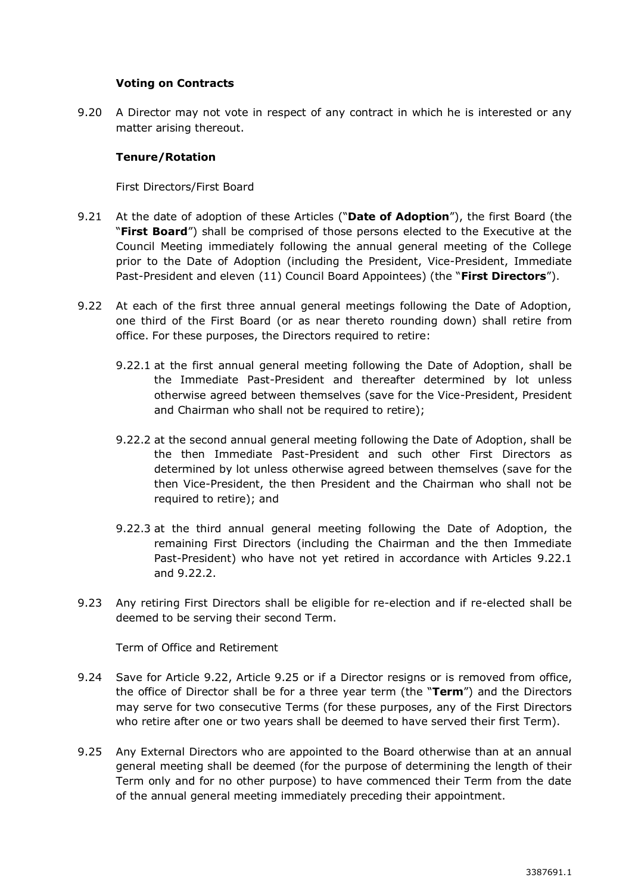### Voting on Contracts

9.20 A Director may not vote in respect of any contract in which he is interested or any matter arising thereout.

### Tenure/Rotation

First Directors/First Board

9.21 At the date of adoption of these Articles ("**Date of Adoption**"), the first Board (the "**First Board**") shall be comprised of those persons elected to the Executive at the Council Meeting immediately following the annual general meeting of the College prior to the Date of Adoption (including the President, Vice-President, Immediate Past-President and eleven (11) Council Board Appointees) (the "**First Directors**").

9.22 At each of the first three annual general meetings following the Date of Adoption, one third of the First Board (or as near thereto rounding down) shall retire from office. For these purposes, the Directors required to retire:

9.22.1 at the first annual general meeting following the Date of Adoption, shall be the Immediate Past-President and thereafter determined by lot unless otherwise agreed between themselves (save for the Vice-President, President and Chairman who shall not be required to retire);

9.22.2 at the second annual general meeting following the Date of Adoption, shall be the then Immediate Past-President and such other First Directors as determined by lot unless otherwise agreed between themselves (save for the then Vice-President, the then President and the Chairman who shall not be required to retire); and

9.22.3 at the third annual general meeting following the Date of Adoption, the remaining First Directors (including the Chairman and the then Immediate Past-President) who have not yet retired in accordance with Articles 9.22.1 and 9.22.2.

9.23 Any retiring First Directors shall be eligible for re-election and if re-elected shall be deemed to be serving their second Term.

Term of Office and Retirement

9.24 Save for Article 9.22, Article 9.25 or if a Director resigns or is removed from office, the office of Director shall be for a three year term (the "**Term**") and the Directors may serve for two consecutive Terms (for these purposes, any of the First Directors who retire after one or two years shall be deemed to have served their first Term).

9.25 Any External Directors who are appointed to the Board otherwise than at an annual general meeting shall be deemed (for the purpose of determining the length of their Term only and for no other purpose) to have commenced their Term from the date of the annual general meeting immediately preceding their appointment.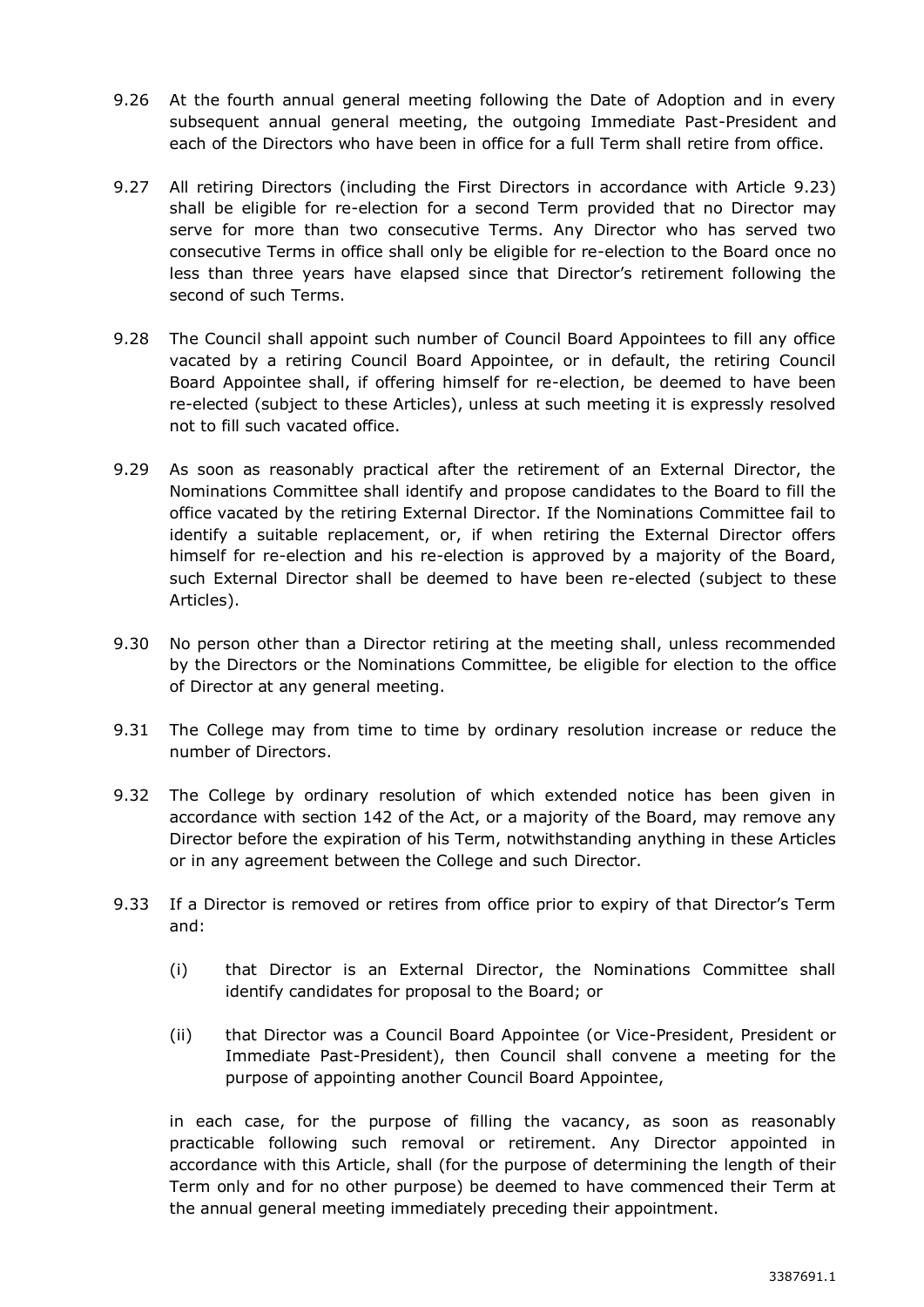9.26 At the fourth annual general meeting following the Date of Adoption and in every subsequent annual general meeting, the outgoing Immediate Past-President and each of the Directors who have been in office for a full Term shall retire from office.

9.27 All retiring Directors (including the First Directors in accordance with Article 9.23) shall be eligible for re-election for a second Term provided that no Director may serve for more than two consecutive Terms. Any Director who has served two consecutive Terms in office shall only be eligible for re-election to the Board once no less than three years have elapsed since that Director's retirement following the second of such Terms.

9.28 The Council shall appoint such number of Council Board Appointees to fill any office vacated by a retiring Council Board Appointee, or in default, the retiring Council Board Appointee shall, if offering himself for re-election, be deemed to have been re-elected (subject to these Articles), unless at such meeting it is expressly resolved not to fill such vacated office.

9.29 As soon as reasonably practical after the retirement of an External Director, the Nominations Committee shall identify and propose candidates to the Board to fill the office vacated by the retiring External Director. If the Nominations Committee fail to identify a suitable replacement, or, if when retiring the External Director offers himself for re-election and his re-election is approved by a majority of the Board, such External Director shall be deemed to have been re-elected (subject to these Articles).

9.30 No person other than a Director retiring at the meeting shall, unless recommended by the Directors or the Nominations Committee, be eligible for election to the office of Director at any general meeting.

9.31 The College may from time to time by ordinary resolution increase or reduce the number of Directors.

9.32 The College by ordinary resolution of which extended notice has been given in accordance with section 142 of the Act, or a majority of the Board, may remove any Director before the expiration of his Term, notwithstanding anything in these Articles or in any agreement between the College and such Director.

9.33 If a Director is removed or retires from office prior to expiry of that Director's Term and:

(i) that Director is an External Director, the Nominations Committee shall identify candidates for proposal to the Board; or

(ii) that Director was a Council Board Appointee (or Vice-President, President or Immediate Past-President), then Council shall convene a meeting for the purpose of appointing another Council Board Appointee,

in each case, for the purpose of filling the vacancy, as soon as reasonably practicable following such removal or retirement. Any Director appointed in accordance with this Article, shall (for the purpose of determining the length of their Term only and for no other purpose) be deemed to have commenced their Term at the annual general meeting immediately preceding their appointment.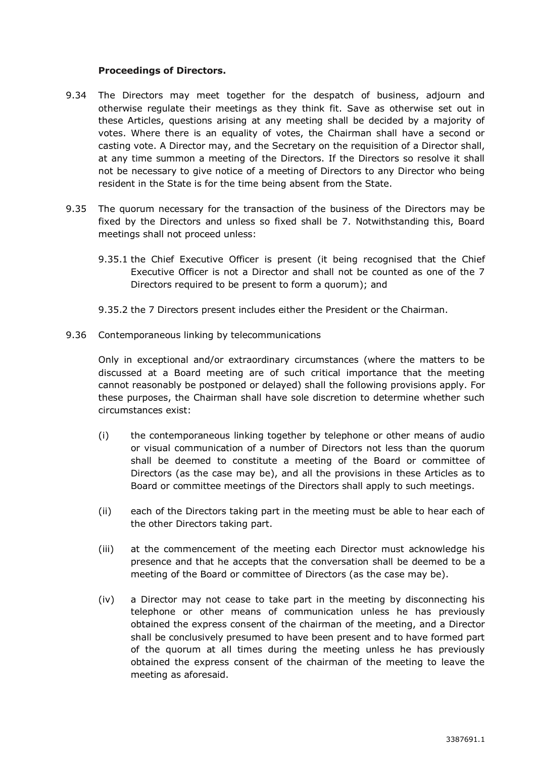**Proceedings of Directors.**

9.34 The Directors may meet together for the despatch of business, adjourn and otherwise regulate their meetings as they think fit. Save as otherwise set out in these Articles, questions arising at any meeting shall be decided by a majority of votes. Where there is an equality of votes, the Chairman shall have a second or casting vote. A Director may, and the Secretary on the requisition of a Director shall, at any time summon a meeting of the Directors. If the Directors so resolve it shall not be necessary to give notice of a meeting of Directors to any Director who being resident in the State is for the time being absent from the State.

9.35 The quorum necessary for the transaction of the business of the Directors may be fixed by the Directors and unless so fixed shall be 7. Notwithstanding this, Board meetings shall not proceed unless:

9.35.1 the Chief Executive Officer is present (it being recognised that the Chief Executive Officer is not a Director and shall not be counted as one of the 7 Directors required to be present to form a quorum); and

9.35.2 the 7 Directors present includes either the President or the Chairman.

9.36 Contemporaneous linking by telecommunications

Only in exceptional and/or extraordinary circumstances (where the matters to be discussed at a Board meeting are of such critical importance that the meeting cannot reasonably be postponed or delayed) shall the following provisions apply. For these purposes, the Chairman shall have sole discretion to determine whether such circumstances exist:

(i) the contemporaneous linking together by telephone or other means of audio or visual communication of a number of Directors not less than the quorum shall be deemed to constitute a meeting of the Board or committee of Directors (as the case may be), and all the provisions in these Articles as to Board or committee meetings of the Directors shall apply to such meetings.

(ii) each of the Directors taking part in the meeting must be able to hear each of the other Directors taking part.

(iii) at the commencement of the meeting each Director must acknowledge his presence and that he accepts that the conversation shall be deemed to be a meeting of the Board or committee of Directors (as the case may be).

(iv) a Director may not cease to take part in the meeting by disconnecting his telephone or other means of communication unless he has previously obtained the express consent of the chairman of the meeting, and a Director shall be conclusively presumed to have been present and to have formed part of the quorum at all times during the meeting unless he has previously obtained the express consent of the chairman of the meeting to leave the meeting as aforesaid.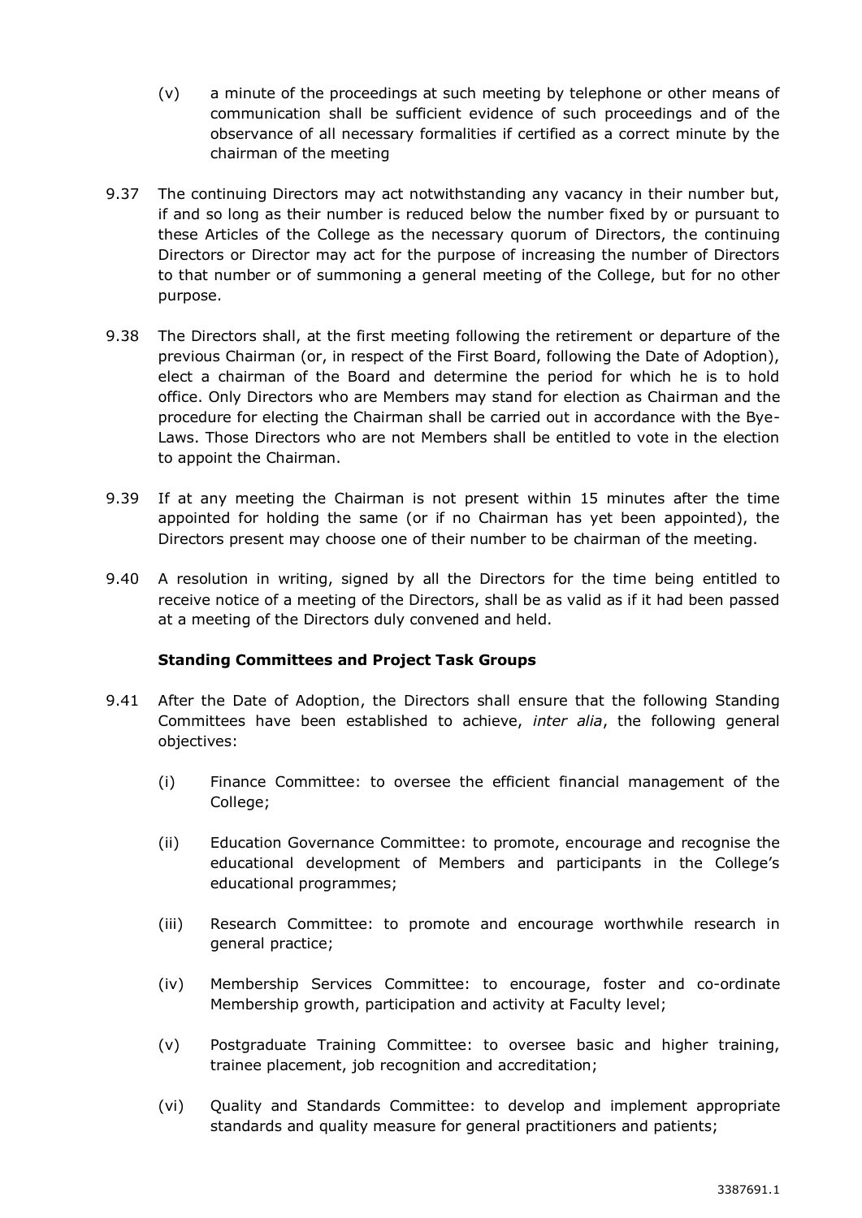(v) a minute of the proceedings at such meeting by telephone or other means of communication shall be sufficient evidence of such proceedings and of the observance of all necessary formalities if certified as a correct minute by the chairman of the meeting

9.37 The continuing Directors may act notwithstanding any vacancy in their number but, if and so long as their number is reduced below the number fixed by or pursuant to these Articles of the College as the necessary quorum of Directors, the continuing Directors or Director may act for the purpose of increasing the number of Directors to that number or of summoning a general meeting of the College, but for no other purpose.

9.38 The Directors shall, at the first meeting following the retirement or departure of the previous Chairman (or, in respect of the First Board, following the Date of Adoption), elect a chairman of the Board and determine the period for which he is to hold office. Only Directors who are Members may stand for election as Chairman and the procedure for electing the Chairman shall be carried out in accordance with the Bye-Laws. Those Directors who are not Members shall be entitled to vote in the election to appoint the Chairman.

9.39 If at any meeting the Chairman is not present within 15 minutes after the time appointed for holding the same (or if no Chairman has yet been appointed), the Directors present may choose one of their number to be chairman of the meeting.

9.40 A resolution in writing, signed by all the Directors for the time being entitled to receive notice of a meeting of the Directors, shall be as valid as if it had been passed at a meeting of the Directors duly convened and held.

**Standing Committees and Project Task Groups**

9.41 After the Date of Adoption, the Directors shall ensure that the following Standing Committees have been established to achieve, *inter alia*, the following general objectives:

(i) Finance Committee: to oversee the efficient financial management of the College;

(ii) Education Governance Committee: to promote, encourage and recognise the educational development of Members and participants in the College's educational programmes;

(iii) Research Committee: to promote and encourage worthwhile research in general practice;

(iv) Membership Services Committee: to encourage, foster and co-ordinate Membership growth, participation and activity at Faculty level;

(v) Postgraduate Training Committee: to oversee basic and higher training, trainee placement, job recognition and accreditation;

(vi) Quality and Standards Committee: to develop and implement appropriate standards and quality measure for general practitioners and patients;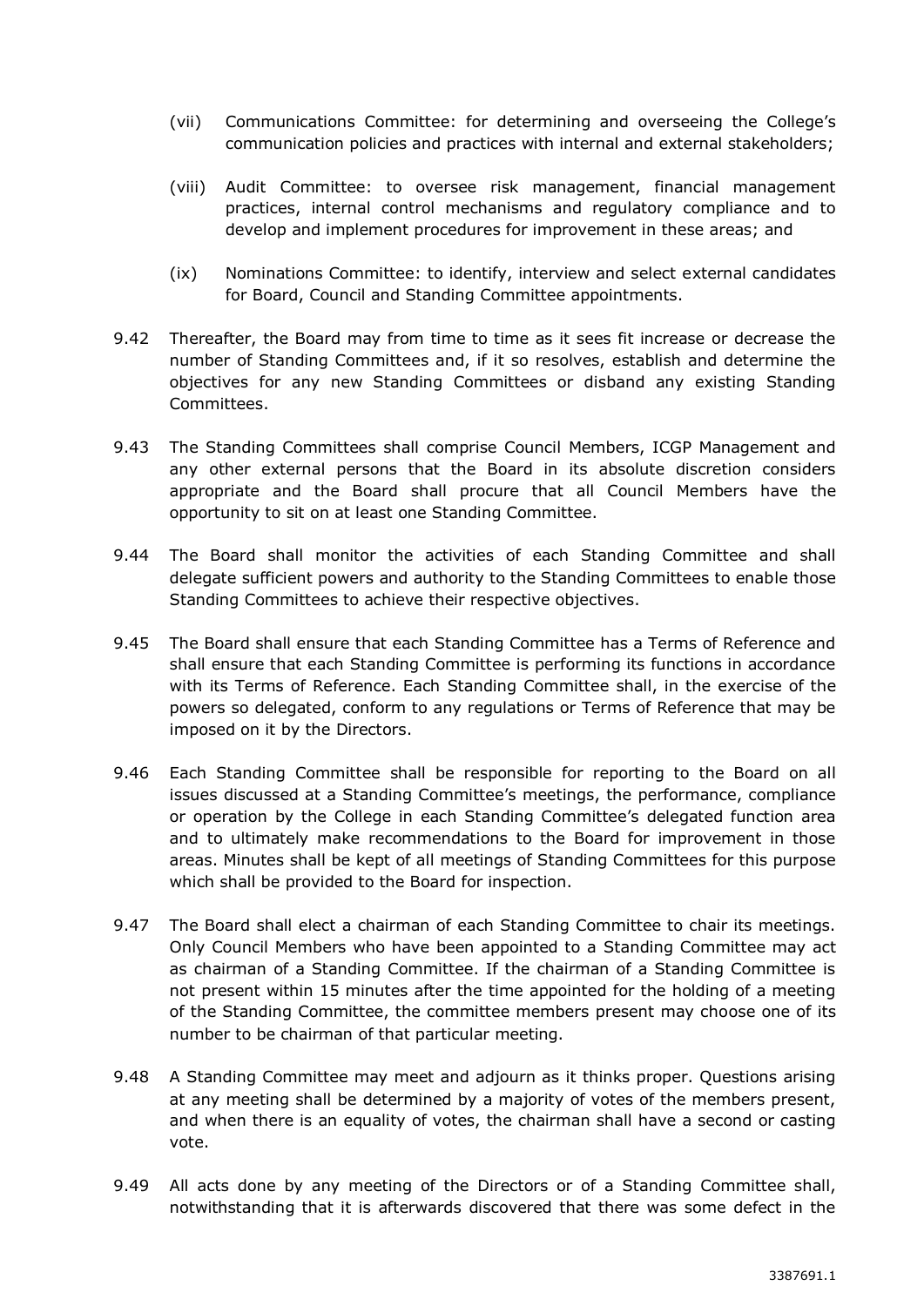(vii) Communications Committee: for determining and overseeing the College's communication policies and practices with internal and external stakeholders;

(viii) Audit Committee: to oversee risk management, financial management practices, internal control mechanisms and regulatory compliance and to develop and implement procedures for improvement in these areas; and

(ix) Nominations Committee: to identify, interview and select external candidates for Board, Council and Standing Committee appointments.

9.42 Thereafter, the Board may from time to time as it sees fit increase or decrease the number of Standing Committees and, if it so resolves, establish and determine the objectives for any new Standing Committees or disband any existing Standing Committees.

9.43 The Standing Committees shall comprise Council Members, ICGP Management and any other external persons that the Board in its absolute discretion considers appropriate and the Board shall procure that all Council Members have the opportunity to sit on at least one Standing Committee.

9.44 The Board shall monitor the activities of each Standing Committee and shall delegate sufficient powers and authority to the Standing Committees to enable those Standing Committees to achieve their respective objectives.

9.45 The Board shall ensure that each Standing Committee has a Terms of Reference and shall ensure that each Standing Committee is performing its functions in accordance with its Terms of Reference. Each Standing Committee shall, in the exercise of the powers so delegated, conform to any regulations or Terms of Reference that may be imposed on it by the Directors.

9.46 Each Standing Committee shall be responsible for reporting to the Board on all issues discussed at a Standing Committee's meetings, the performance, compliance or operation by the College in each Standing Committee's delegated function area and to ultimately make recommendations to the Board for improvement in those areas. Minutes shall be kept of all meetings of Standing Committees for this purpose which shall be provided to the Board for inspection.

9.47 The Board shall elect a chairman of each Standing Committee to chair its meetings. Only Council Members who have been appointed to a Standing Committee may act as chairman of a Standing Committee. If the chairman of a Standing Committee is not present within 15 minutes after the time appointed for the holding of a meeting of the Standing Committee, the committee members present may choose one of its number to be chairman of that particular meeting.

9.48 A Standing Committee may meet and adjourn as it thinks proper. Questions arising at any meeting shall be determined by a majority of votes of the members present, and when there is an equality of votes, the chairman shall have a second or casting vote.

9.49 All acts done by any meeting of the Directors or of a Standing Committee shall, notwithstanding that it is afterwards discovered that there was some defect in the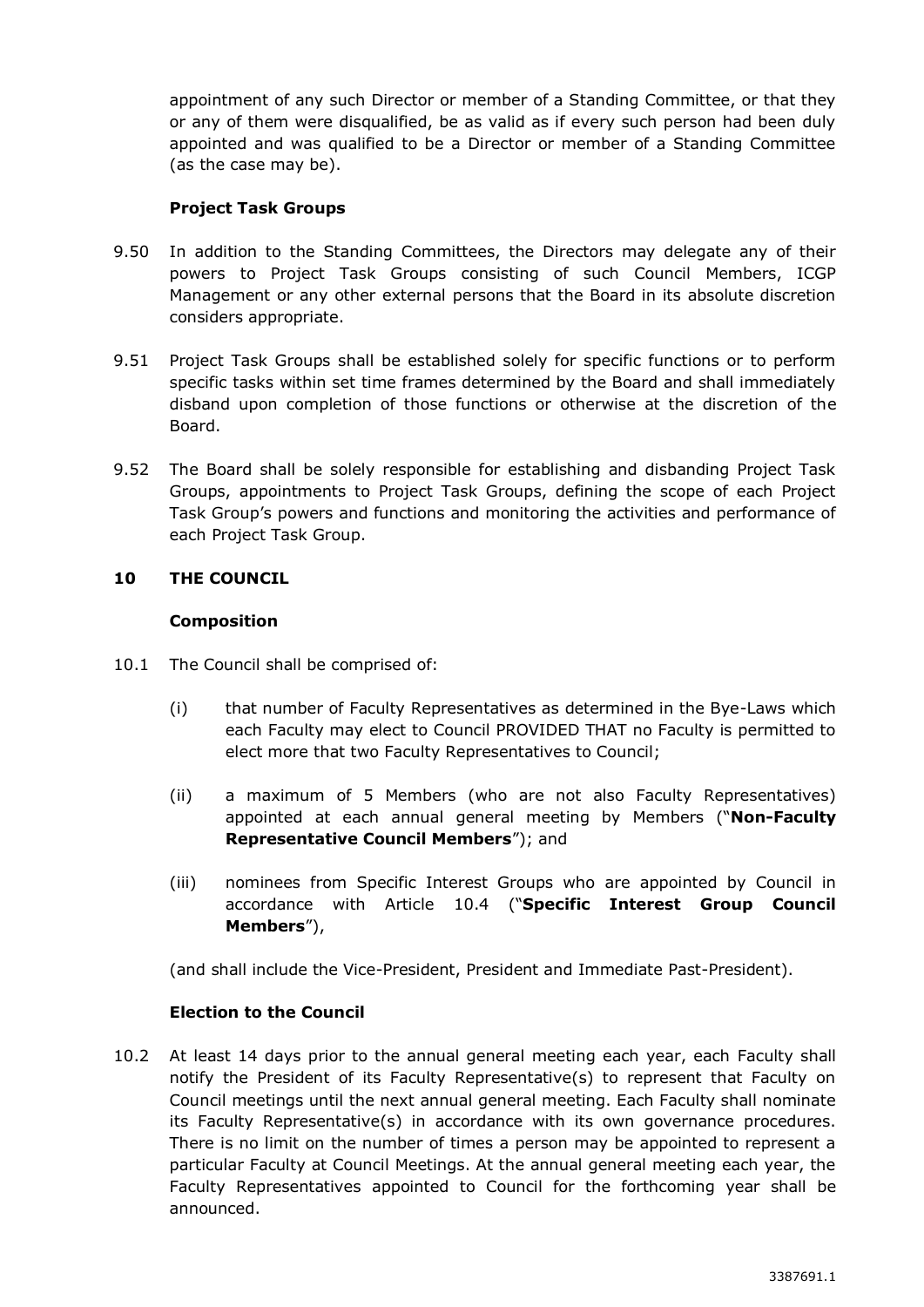appointment of any such Director or member of a Standing Committee, or that they or any of them were disqualified, be as valid as if every such person had been duly appointed and was qualified to be a Director or member of a Standing Committee (as the case may be).

**Project Task Groups**

9.50 In addition to the Standing Committees, the Directors may delegate any of their powers to Project Task Groups consisting of such Council Members, ICGP Management or any other external persons that the Board in its absolute discretion considers appropriate.

9.51 Project Task Groups shall be established solely for specific functions or to perform specific tasks within set time frames determined by the Board and shall immediately disband upon completion of those functions or otherwise at the discretion of the Board.

9.52 The Board shall be solely responsible for establishing and disbanding Project Task Groups, appointments to Project Task Groups, defining the scope of each Project Task Group's powers and functions and monitoring the activities and performance of each Project Task Group.

## 10 THE COUNCIL

**Composition**

10.1 The Council shall be comprised of:

(i) that number of Faculty Representatives as determined in the Bye-Laws which each Faculty may elect to Council PROVIDED THAT no Faculty is permitted to elect more that two Faculty Representatives to Council;

(ii) a maximum of 5 Members (who are not also Faculty Representatives) appointed at each annual general meeting by Members ("**Non-Faculty Representative Council Members**"); and

(iii) nominees from Specific Interest Groups who are appointed by Council in accordance with Article 10.4 ("**Specific Interest Group Council Members**"),

(and shall include the Vice-President, President and Immediate Past-President).

**Election to the Council**

10.2 At least 14 days prior to the annual general meeting each year, each Faculty shall notify the President of its Faculty Representative(s) to represent that Faculty on Council meetings until the next annual general meeting. Each Faculty shall nominate its Faculty Representative(s) in accordance with its own governance procedures. There is no limit on the number of times a person may be appointed to represent a particular Faculty at Council Meetings. At the annual general meeting each year, the Faculty Representatives appointed to Council for the forthcoming year shall be announced.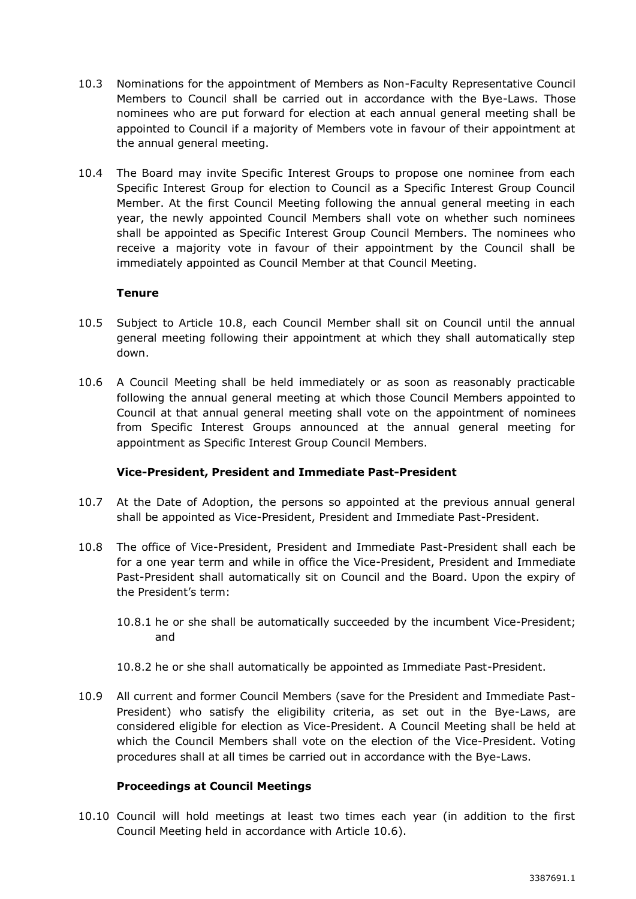10.3 Nominations for the appointment of Members as Non-Faculty Representative Council Members to Council shall be carried out in accordance with the Bye-Laws. Those nominees who are put forward for election at each annual general meeting shall be appointed to Council if a majority of Members vote in favour of their appointment at the annual general meeting.

10.4 The Board may invite Specific Interest Groups to propose one nominee from each Specific Interest Group for election to Council as a Specific Interest Group Council Member. At the first Council Meeting following the annual general meeting in each year, the newly appointed Council Members shall vote on whether such nominees shall be appointed as Specific Interest Group Council Members. The nominees who receive a majority vote in favour of their appointment by the Council shall be immediately appointed as Council Member at that Council Meeting.

**Tenure**

10.5 Subject to Article 10.8, each Council Member shall sit on Council until the annual general meeting following their appointment at which they shall automatically step down.

10.6 A Council Meeting shall be held immediately or as soon as reasonably practicable following the annual general meeting at which those Council Members appointed to Council at that annual general meeting shall vote on the appointment of nominees from Specific Interest Groups announced at the annual general meeting for appointment as Specific Interest Group Council Members.

**Vice-President, President and Immediate Past-President**

10.7 At the Date of Adoption, the persons so appointed at the previous annual general shall be appointed as Vice-President, President and Immediate Past-President.

10.8 The office of Vice-President, President and Immediate Past-President shall each be for a one year term and while in office the Vice-President, President and Immediate Past-President shall automatically sit on Council and the Board. Upon the expiry of the President's term:

10.8.1 he or she shall be automatically succeeded by the incumbent Vice-President; and

10.8.2 he or she shall automatically be appointed as Immediate Past-President.

10.9 All current and former Council Members (save for the President and Immediate Past-President) who satisfy the eligibility criteria, as set out in the Bye-Laws, are considered eligible for election as Vice-President. A Council Meeting shall be held at which the Council Members shall vote on the election of the Vice-President. Voting procedures shall at all times be carried out in accordance with the Bye-Laws.

**Proceedings at Council Meetings**

10.10 Council will hold meetings at least two times each year (in addition to the first Council Meeting held in accordance with Article 10.6).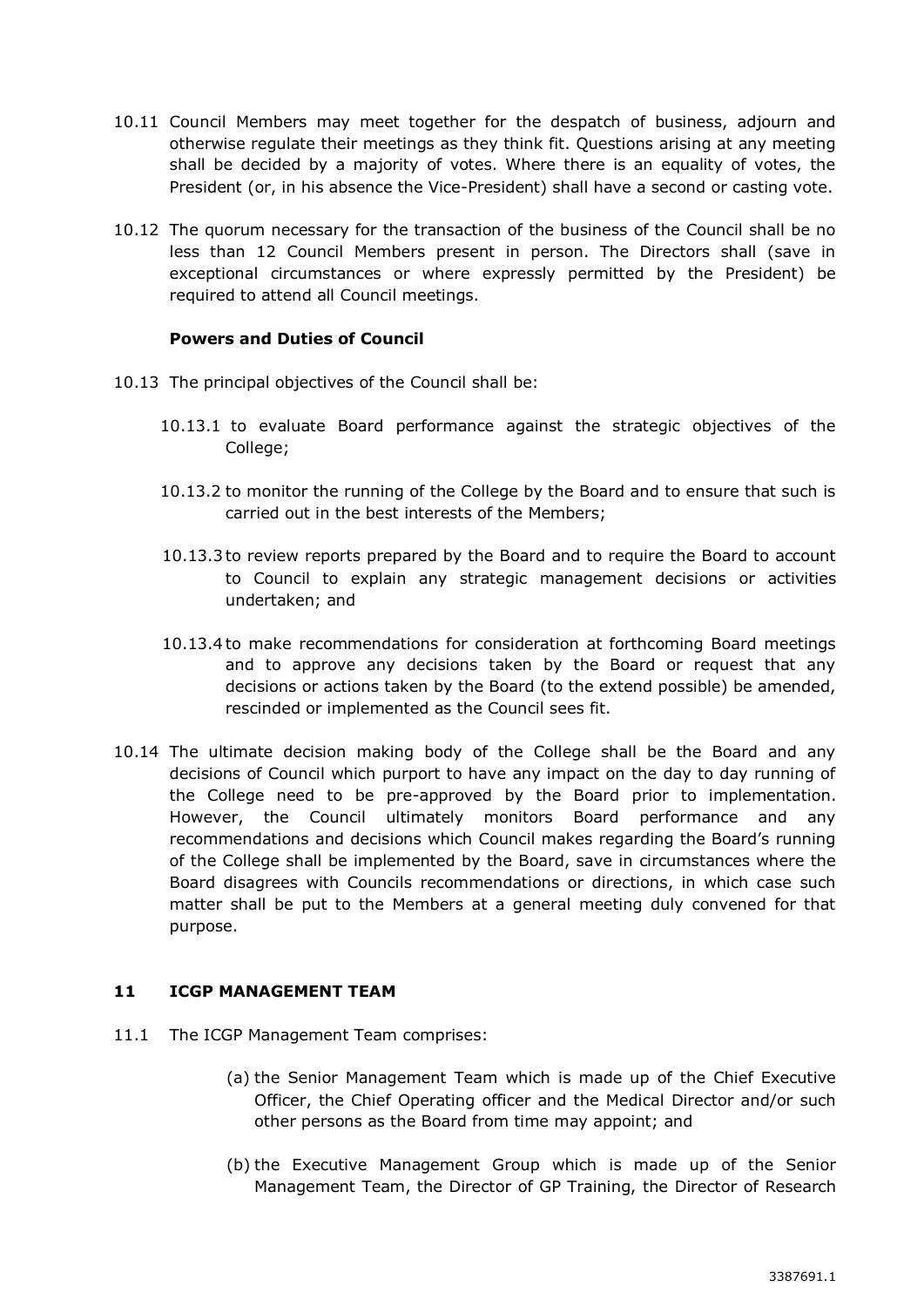10.11 Council Members may meet together for the despatch of business, adjourn and otherwise regulate their meetings as they think fit. Questions arising at any meeting shall be decided by a majority of votes. Where there is an equality of votes, the President (or, in his absence the Vice-President) shall have a second or casting vote.

10.12 The quorum necessary for the transaction of the business of the Council shall be no less than 12 Council Members present in person. The Directors shall (save in exceptional circumstances or where expressly permitted by the President) be required to attend all Council meetings.

**Powers and Duties of Council**

10.13 The principal objectives of the Council shall be:

10.13.1 to evaluate Board performance against the strategic objectives of the College;

10.13.2 to monitor the running of the College by the Board and to ensure that such is carried out in the best interests of the Members;

10.13.3 to review reports prepared by the Board and to require the Board to account to Council to explain any strategic management decisions or activities undertaken; and

10.13.4 to make recommendations for consideration at forthcoming Board meetings and to approve any decisions taken by the Board or request that any decisions or actions taken by the Board (to the extend possible) be amended, rescinded or implemented as the Council sees fit.

10.14 The ultimate decision making body of the College shall be the Board and any decisions of Council which purport to have any impact on the day to day running of the College need to be pre-approved by the Board prior to implementation. However, the Council ultimately monitors Board performance and any recommendations and decisions which Council makes regarding the Board's running of the College shall be implemented by the Board, save in circumstances where the Board disagrees with Councils recommendations or directions, in which case such matter shall be put to the Members at a general meeting duly convened for that purpose.

## 11 ICGP MANAGEMENT TEAM

11.1 The ICGP Management Team comprises:

(a) the Senior Management Team which is made up of the Chief Executive Officer, the Chief Operating officer and the Medical Director and/or such other persons as the Board from time may appoint; and

(b) the Executive Management Group which is made up of the Senior Management Team, the Director of GP Training, the Director of Research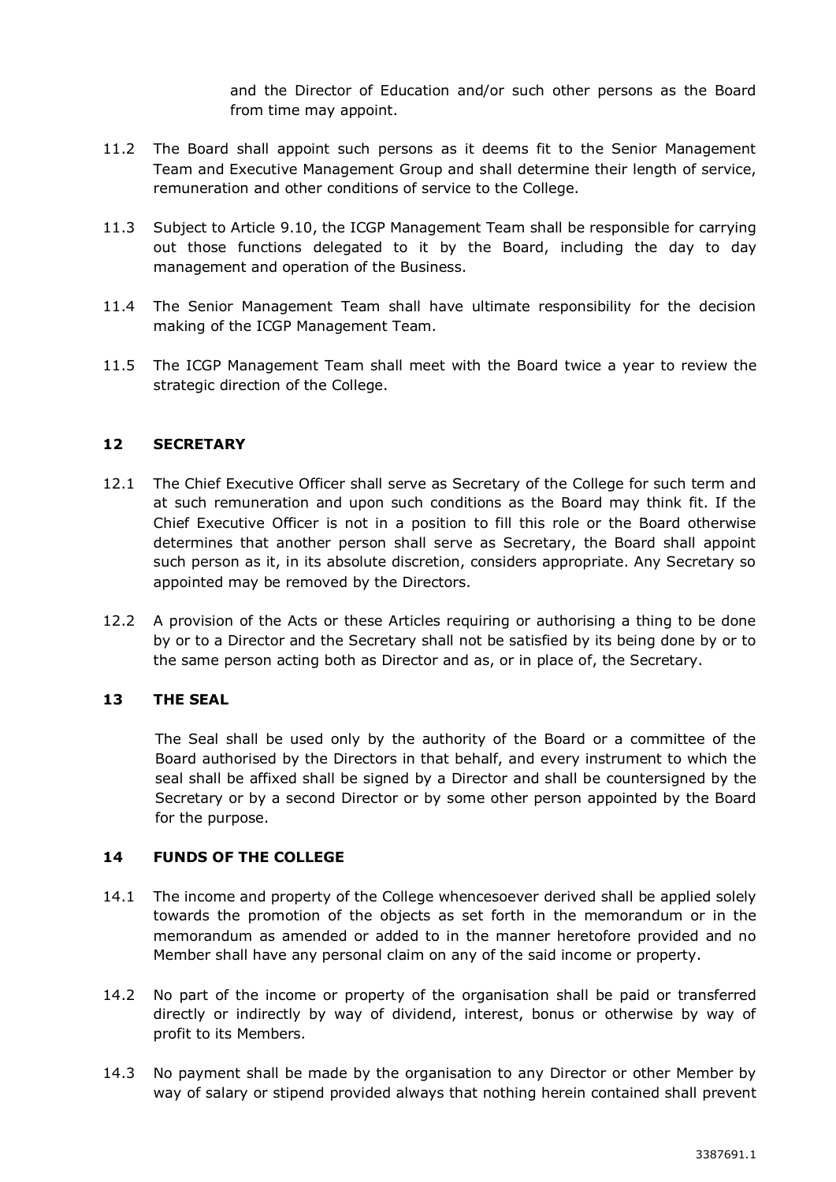and the Director of Education and/or such other persons as the Board from time may appoint.

11.2 The Board shall appoint such persons as it deems fit to the Senior Management Team and Executive Management Group and shall determine their length of service, remuneration and other conditions of service to the College.

11.3 Subject to Article 9.10, the ICGP Management Team shall be responsible for carrying out those functions delegated to it by the Board, including the day to day management and operation of the Business.

11.4 The Senior Management Team shall have ultimate responsibility for the decision making of the ICGP Management Team.

11.5 The ICGP Management Team shall meet with the Board twice a year to review the strategic direction of the College.

## 12 SECRETARY

12.1 The Chief Executive Officer shall serve as Secretary of the College for such term and at such remuneration and upon such conditions as the Board may think fit. If the Chief Executive Officer is not in a position to fill this role or the Board otherwise determines that another person shall serve as Secretary, the Board shall appoint such person as it, in its absolute discretion, considers appropriate. Any Secretary so appointed may be removed by the Directors.

12.2 A provision of the Acts or these Articles requiring or authorising a thing to be done by or to a Director and the Secretary shall not be satisfied by its being done by or to the same person acting both as Director and as, or in place of, the Secretary.

## 13 THE SEAL

The Seal shall be used only by the authority of the Board or a committee of the Board authorised by the Directors in that behalf, and every instrument to which the seal shall be affixed shall be signed by a Director and shall be countersigned by the Secretary or by a second Director or by some other person appointed by the Board for the purpose.

## 14 FUNDS OF THE COLLEGE

14.1 The income and property of the College whencesoever derived shall be applied solely towards the promotion of the objects as set forth in the memorandum or in the memorandum as amended or added to in the manner heretofore provided and no Member shall have any personal claim on any of the said income or property.

14.2 No part of the income or property of the organisation shall be paid or transferred directly or indirectly by way of dividend, interest, bonus or otherwise by way of profit to its Members.

14.3 No payment shall be made by the organisation to any Director or other Member by way of salary or stipend provided always that nothing herein contained shall prevent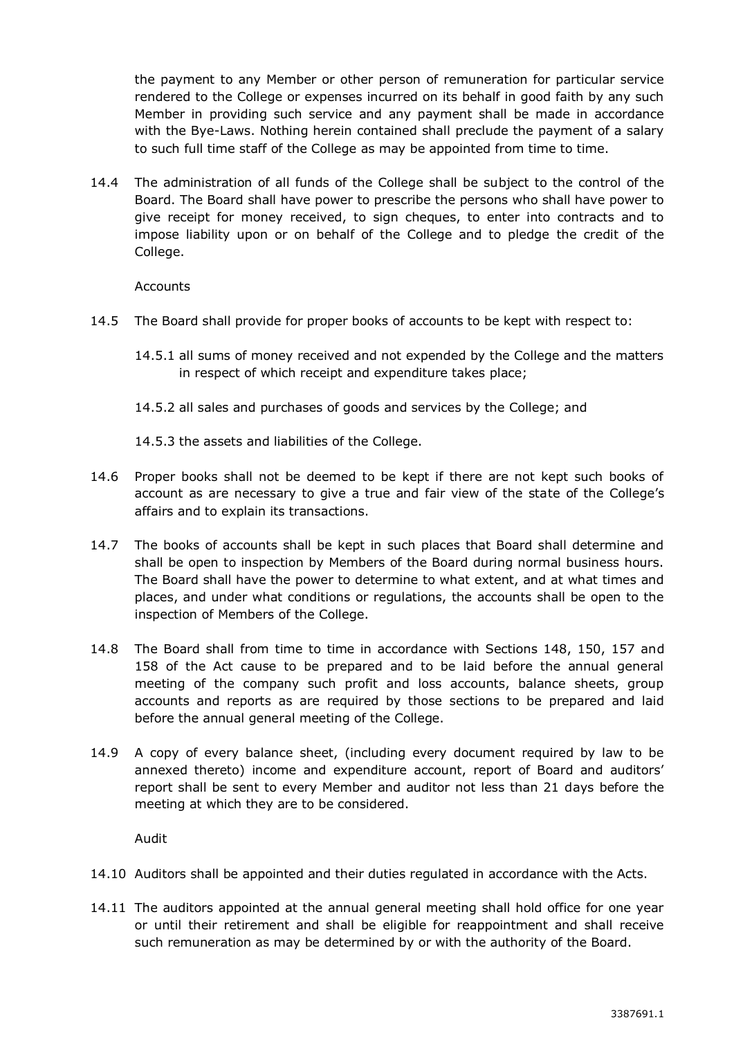the payment to any Member or other person of remuneration for particular service rendered to the College or expenses incurred on its behalf in good faith by any such Member in providing such service and any payment shall be made in accordance with the Bye-Laws. Nothing herein contained shall preclude the payment of a salary to such full time staff of the College as may be appointed from time to time.

14.4 The administration of all funds of the College shall be subject to the control of the Board. The Board shall have power to prescribe the persons who shall have power to give receipt for money received, to sign cheques, to enter into contracts and to impose liability upon or on behalf of the College and to pledge the credit of the College.

Accounts

14.5 The Board shall provide for proper books of accounts to be kept with respect to:

14.5.1 all sums of money received and not expended by the College and the matters in respect of which receipt and expenditure takes place;

14.5.2 all sales and purchases of goods and services by the College; and

14.5.3 the assets and liabilities of the College.

14.6 Proper books shall not be deemed to be kept if there are not kept such books of account as are necessary to give a true and fair view of the state of the College's affairs and to explain its transactions.

14.7 The books of accounts shall be kept in such places that Board shall determine and shall be open to inspection by Members of the Board during normal business hours. The Board shall have the power to determine to what extent, and at what times and places, and under what conditions or regulations, the accounts shall be open to the inspection of Members of the College.

14.8 The Board shall from time to time in accordance with Sections 148, 150, 157 and 158 of the Act cause to be prepared and to be laid before the annual general meeting of the company such profit and loss accounts, balance sheets, group accounts and reports as are required by those sections to be prepared and laid before the annual general meeting of the College.

14.9 A copy of every balance sheet, (including every document required by law to be annexed thereto) income and expenditure account, report of Board and auditors' report shall be sent to every Member and auditor not less than 21 days before the meeting at which they are to be considered.

Audit

14.10 Auditors shall be appointed and their duties regulated in accordance with the Acts.

14.11 The auditors appointed at the annual general meeting shall hold office for one year or until their retirement and shall be eligible for reappointment and shall receive such remuneration as may be determined by or with the authority of the Board.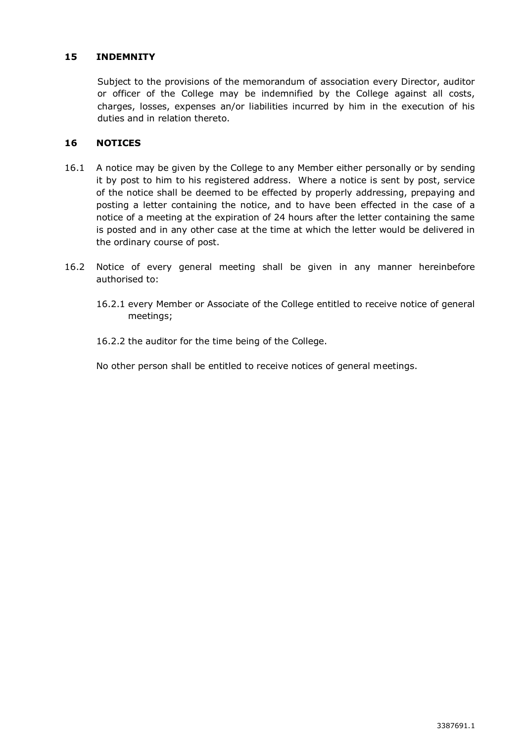## 15 INDEMNITY

Subject to the provisions of the memorandum of association every Director, auditor or officer of the College may be indemnified by the College against all costs, charges, losses, expenses an/or liabilities incurred by him in the execution of his duties and in relation thereto.

## 16 NOTICES

16.1 A notice may be given by the College to any Member either personally or by sending it by post to him to his registered address. Where a notice is sent by post, service of the notice shall be deemed to be effected by properly addressing, prepaying and posting a letter containing the notice, and to have been effected in the case of a notice of a meeting at the expiration of 24 hours after the letter containing the same is posted and in any other case at the time at which the letter would be delivered in the ordinary course of post.

16.2 Notice of every general meeting shall be given in any manner hereinbefore authorised to:

16.2.1 every Member or Associate of the College entitled to receive notice of general meetings;

16.2.2 the auditor for the time being of the College.

No other person shall be entitled to receive notices of general meetings.

3387691.1